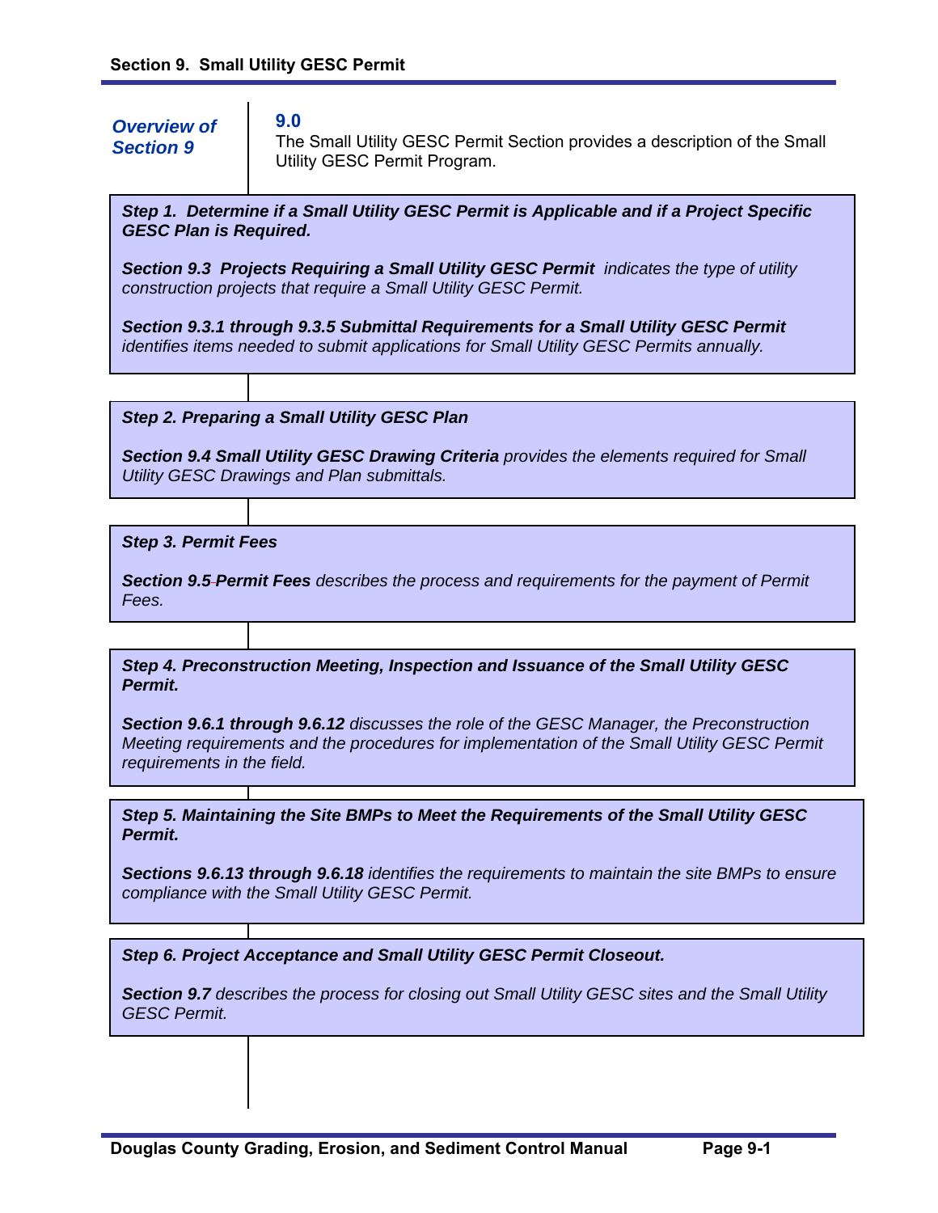# Section 9. Small Utility GESC Permit

***Overview of Section 9***

**9.0**

The Small Utility GESC Permit Section provides a description of the Small Utility GESC Permit Program.

***Step 1. Determine if a Small Utility GESC Permit is Applicable and if a Project Specific GESC Plan is Required.***

***Section 9.3 Projects Requiring a Small Utility GESC Permit*** *indicates the type of utility construction projects that require a Small Utility GESC Permit.*

***Section 9.3.1 through 9.3.5 Submittal Requirements for a Small Utility GESC Permit*** *identifies items needed to submit applications for Small Utility GESC Permits annually.*

***Step 2. Preparing a Small Utility GESC Plan***

***Section 9.4 Small Utility GESC Drawing Criteria*** *provides the elements required for Small Utility GESC Drawings and Plan submittals.*

***Step 3. Permit Fees***

***Section 9.5 Permit Fees*** *describes the process and requirements for the payment of Permit Fees.*

***Step 4. Preconstruction Meeting, Inspection and Issuance of the Small Utility GESC Permit.***

***Section 9.6.1 through 9.6.12*** *discusses the role of the GESC Manager, the Preconstruction Meeting requirements and the procedures for implementation of the Small Utility GESC Permit requirements in the field.*

***Step 5. Maintaining the Site BMPs to Meet the Requirements of the Small Utility GESC Permit.***

***Sections 9.6.13 through 9.6.18*** *identifies the requirements to maintain the site BMPs to ensure compliance with the Small Utility GESC Permit.*

***Step 6. Project Acceptance and Small Utility GESC Permit Closeout.***

***Section 9.7*** *describes the process for closing out Small Utility GESC sites and the Small Utility GESC Permit.*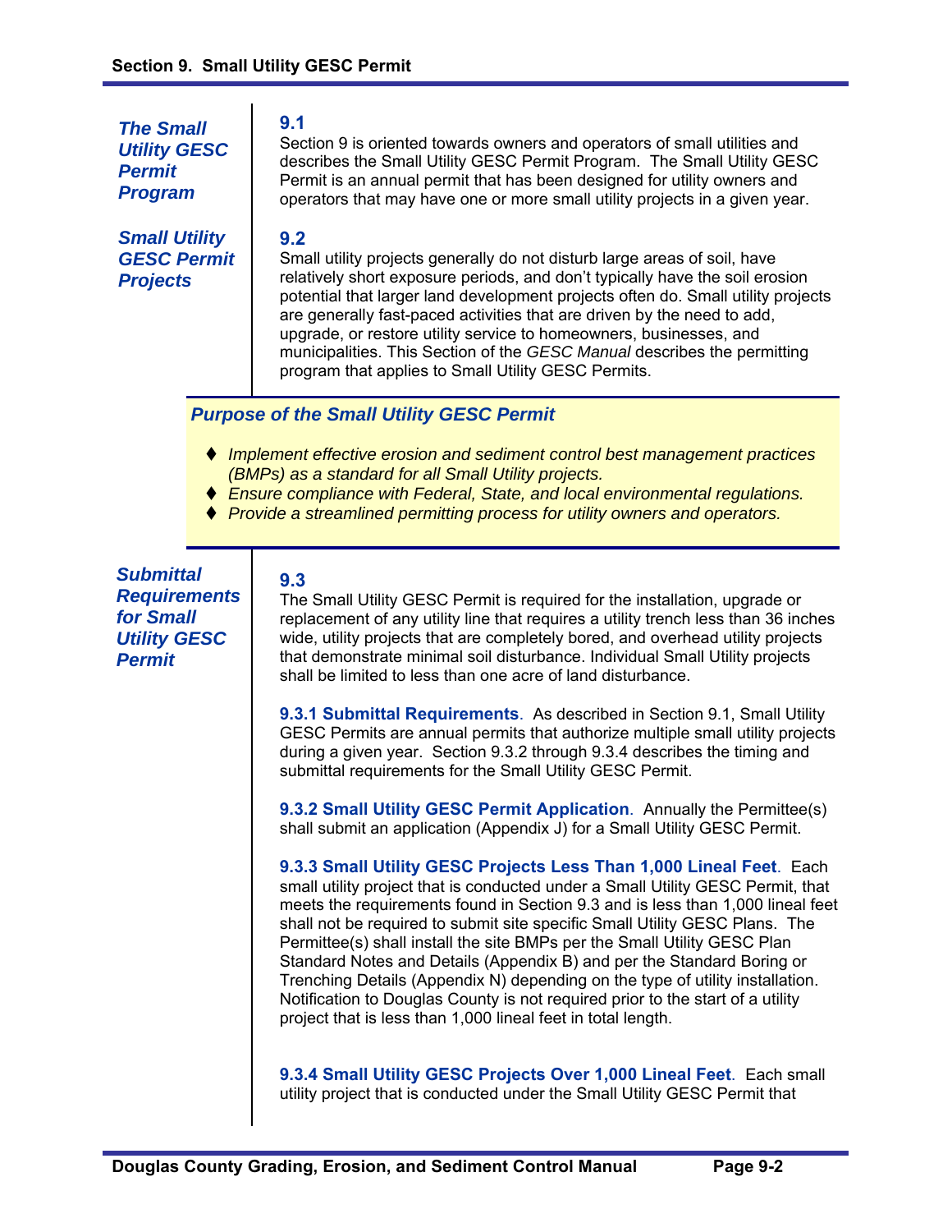## 9.1 The Small Utility GESC Permit Program

Section 9 is oriented towards owners and operators of small utilities and describes the Small Utility GESC Permit Program. The Small Utility GESC Permit is an annual permit that has been designed for utility owners and operators that may have one or more small utility projects in a given year.

## 9.2 Small Utility GESC Permit Projects

Small utility projects generally do not disturb large areas of soil, have relatively short exposure periods, and don't typically have the soil erosion potential that larger land development projects often do. Small utility projects are generally fast-paced activities that are driven by the need to add, upgrade, or restore utility service to homeowners, businesses, and municipalities. This Section of the *GESC Manual* describes the permitting program that applies to Small Utility GESC Permits.

> ***Purpose of the Small Utility GESC Permit***
>
> - *Implement effective erosion and sediment control best management practices (BMPs) as a standard for all Small Utility projects.*
> - *Ensure compliance with Federal, State, and local environmental regulations.*
> - *Provide a streamlined permitting process for utility owners and operators.*

## 9.3 Submittal Requirements for Small Utility GESC Permit

The Small Utility GESC Permit is required for the installation, upgrade or replacement of any utility line that requires a utility trench less than 36 inches wide, utility projects that are completely bored, and overhead utility projects that demonstrate minimal soil disturbance. Individual Small Utility projects shall be limited to less than one acre of land disturbance.

**9.3.1 Submittal Requirements**. As described in Section 9.1, Small Utility GESC Permits are annual permits that authorize multiple small utility projects during a given year. Section 9.3.2 through 9.3.4 describes the timing and submittal requirements for the Small Utility GESC Permit.

**9.3.2 Small Utility GESC Permit Application**. Annually the Permittee(s) shall submit an application (Appendix J) for a Small Utility GESC Permit.

**9.3.3 Small Utility GESC Projects Less Than 1,000 Lineal Feet**. Each small utility project that is conducted under a Small Utility GESC Permit, that meets the requirements found in Section 9.3 and is less than 1,000 lineal feet shall not be required to submit site specific Small Utility GESC Plans. The Permittee(s) shall install the site BMPs per the Small Utility GESC Plan Standard Notes and Details (Appendix B) and per the Standard Boring or Trenching Details (Appendix N) depending on the type of utility installation. Notification to Douglas County is not required prior to the start of a utility project that is less than 1,000 lineal feet in total length.

**9.3.4 Small Utility GESC Projects Over 1,000 Lineal Feet**. Each small utility project that is conducted under the Small Utility GESC Permit that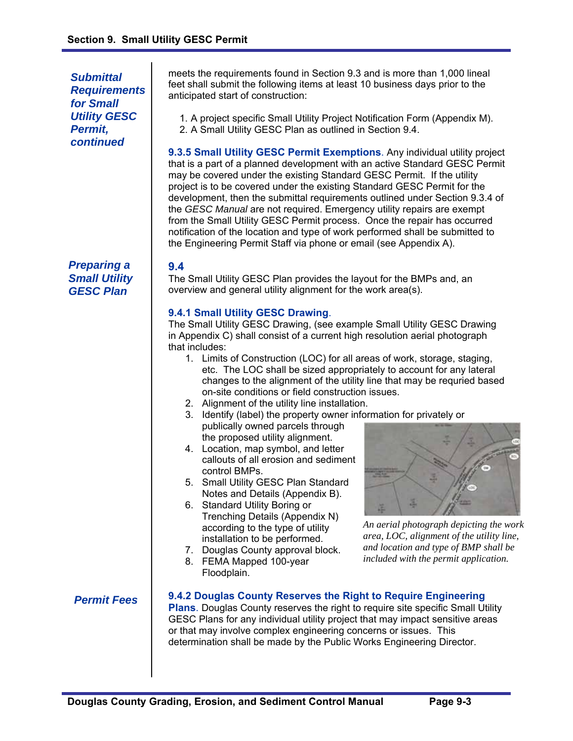*Submittal Requirements for Small Utility GESC Permit, continued*

meets the requirements found in Section 9.3 and is more than 1,000 lineal feet shall submit the following items at least 10 business days prior to the anticipated start of construction:

1. A project specific Small Utility Project Notification Form (Appendix M).
2. A Small Utility GESC Plan as outlined in Section 9.4.

**9.3.5 Small Utility GESC Permit Exemptions**. Any individual utility project that is a part of a planned development with an active Standard GESC Permit may be covered under the existing Standard GESC Permit. If the utility project is to be covered under the existing Standard GESC Permit for the development, then the submittal requirements outlined under Section 9.3.4 of the *GESC Manual* are not required. Emergency utility repairs are exempt from the Small Utility GESC Permit process. Once the repair has occurred notification of the location and type of work performed shall be submitted to the Engineering Permit Staff via phone or email (see Appendix A).

*Preparing a Small Utility GESC Plan*

## 9.4

The Small Utility GESC Plan provides the layout for the BMPs and, an overview and general utility alignment for the work area(s).

**9.4.1 Small Utility GESC Drawing**.
The Small Utility GESC Drawing, (see example Small Utility GESC Drawing in Appendix C) shall consist of a current high resolution aerial photograph that includes:

1. Limits of Construction (LOC) for all areas of work, storage, staging, etc. The LOC shall be sized appropriately to account for any lateral changes to the alignment of the utility line that may be requried based on-site conditions or field construction issues.
2. Alignment of the utility line installation.
3. Identify (label) the property owner information for privately or publically owned parcels through the proposed utility alignment.
4. Location, map symbol, and letter callouts of all erosion and sediment control BMPs.
5. Small Utility GESC Plan Standard Notes and Details (Appendix B).
6. Standard Utility Boring or Trenching Details (Appendix N) according to the type of utility installation to be performed.
7. Douglas County approval block.
8. FEMA Mapped 100-year Floodplain.

*An aerial photograph depicting the work area, LOC, alignment of the utility line, and location and type of BMP shall be included with the permit application.*

*Permit Fees*

**9.4.2 Douglas County Reserves the Right to Require Engineering Plans**. Douglas County reserves the right to require site specific Small Utility GESC Plans for any individual utility project that may impact sensitive areas or that may involve complex engineering concerns or issues. This determination shall be made by the Public Works Engineering Director.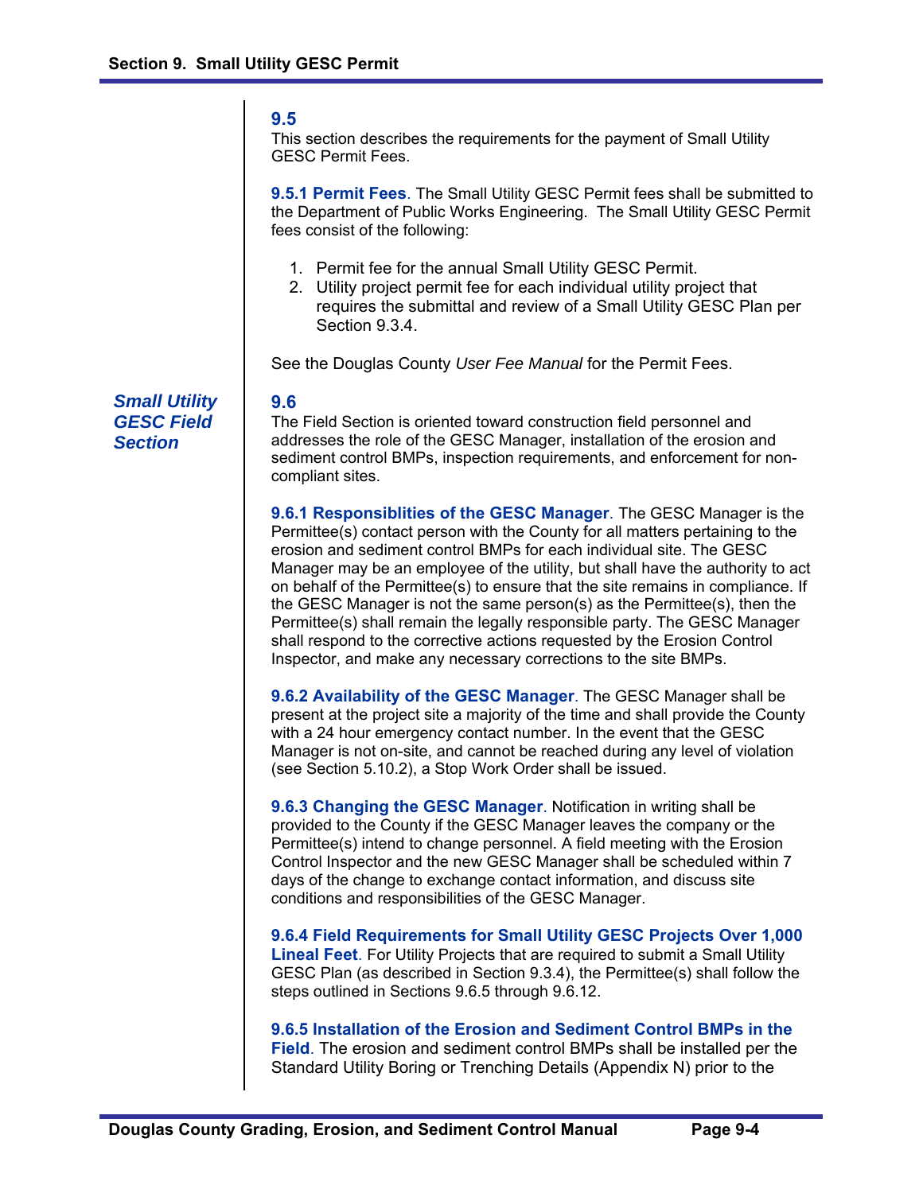## 9.5

This section describes the requirements for the payment of Small Utility GESC Permit Fees.

**9.5.1 Permit Fees**. The Small Utility GESC Permit fees shall be submitted to the Department of Public Works Engineering. The Small Utility GESC Permit fees consist of the following:

1. Permit fee for the annual Small Utility GESC Permit.
2. Utility project permit fee for each individual utility project that requires the submittal and review of a Small Utility GESC Plan per Section 9.3.4.

See the Douglas County *User Fee Manual* for the Permit Fees.

## 9.6 *Small Utility GESC Field Section*

The Field Section is oriented toward construction field personnel and addresses the role of the GESC Manager, installation of the erosion and sediment control BMPs, inspection requirements, and enforcement for non-compliant sites.

**9.6.1 Responsiblities of the GESC Manager**. The GESC Manager is the Permittee(s) contact person with the County for all matters pertaining to the erosion and sediment control BMPs for each individual site. The GESC Manager may be an employee of the utility, but shall have the authority to act on behalf of the Permittee(s) to ensure that the site remains in compliance. If the GESC Manager is not the same person(s) as the Permittee(s), then the Permittee(s) shall remain the legally responsible party. The GESC Manager shall respond to the corrective actions requested by the Erosion Control Inspector, and make any necessary corrections to the site BMPs.

**9.6.2 Availability of the GESC Manager**. The GESC Manager shall be present at the project site a majority of the time and shall provide the County with a 24 hour emergency contact number. In the event that the GESC Manager is not on-site, and cannot be reached during any level of violation (see Section 5.10.2), a Stop Work Order shall be issued.

**9.6.3 Changing the GESC Manager**. Notification in writing shall be provided to the County if the GESC Manager leaves the company or the Permittee(s) intend to change personnel. A field meeting with the Erosion Control Inspector and the new GESC Manager shall be scheduled within 7 days of the change to exchange contact information, and discuss site conditions and responsibilities of the GESC Manager.

**9.6.4 Field Requirements for Small Utility GESC Projects Over 1,000 Lineal Feet**. For Utility Projects that are required to submit a Small Utility GESC Plan (as described in Section 9.3.4), the Permittee(s) shall follow the steps outlined in Sections 9.6.5 through 9.6.12.

**9.6.5 Installation of the Erosion and Sediment Control BMPs in the Field**. The erosion and sediment control BMPs shall be installed per the Standard Utility Boring or Trenching Details (Appendix N) prior to the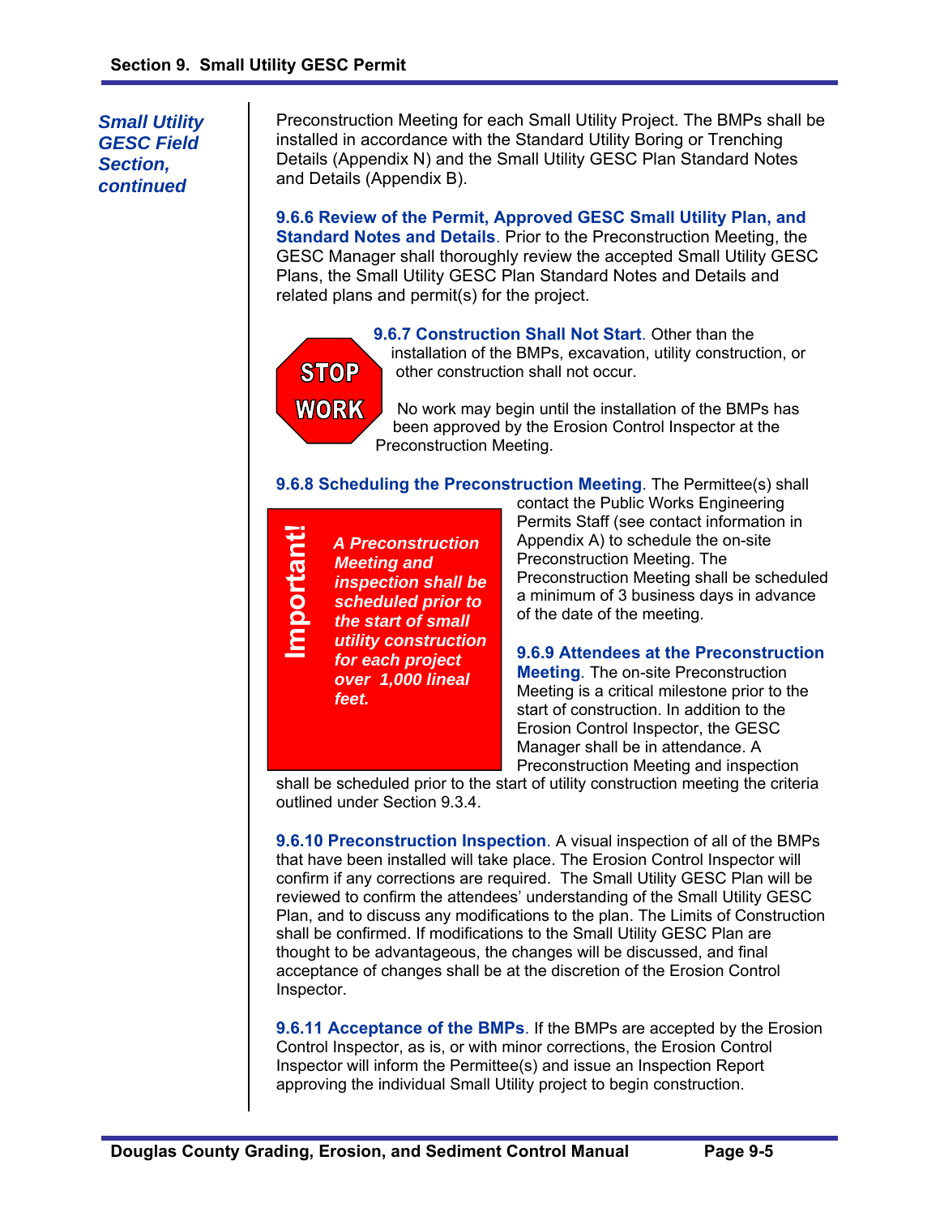*Small Utility GESC Field Section, continued*

Preconstruction Meeting for each Small Utility Project. The BMPs shall be installed in accordance with the Standard Utility Boring or Trenching Details (Appendix N) and the Small Utility GESC Plan Standard Notes and Details (Appendix B).

**9.6.6 Review of the Permit, Approved GESC Small Utility Plan, and Standard Notes and Details**. Prior to the Preconstruction Meeting, the GESC Manager shall thoroughly review the accepted Small Utility GESC Plans, the Small Utility GESC Plan Standard Notes and Details and related plans and permit(s) for the project.

STOP WORK

**9.6.7 Construction Shall Not Start**. Other than the installation of the BMPs, excavation, utility construction, or other construction shall not occur.

No work may begin until the installation of the BMPs has been approved by the Erosion Control Inspector at the Preconstruction Meeting.

**9.6.8 Scheduling the Preconstruction Meeting**. The Permittee(s) shall contact the Public Works Engineering Permits Staff (see contact information in Appendix A) to schedule the on-site Preconstruction Meeting. The Preconstruction Meeting shall be scheduled a minimum of 3 business days in advance of the date of the meeting.

> **Important!**
>
> ***A Preconstruction Meeting and inspection shall be scheduled prior to the start of small utility construction for each project over 1,000 lineal feet.***

**9.6.9 Attendees at the Preconstruction Meeting**. The on-site Preconstruction Meeting is a critical milestone prior to the start of construction. In addition to the Erosion Control Inspector, the GESC Manager shall be in attendance. A Preconstruction Meeting and inspection shall be scheduled prior to the start of utility construction meeting the criteria outlined under Section 9.3.4.

**9.6.10 Preconstruction Inspection**. A visual inspection of all of the BMPs that have been installed will take place. The Erosion Control Inspector will confirm if any corrections are required. The Small Utility GESC Plan will be reviewed to confirm the attendees' understanding of the Small Utility GESC Plan, and to discuss any modifications to the plan. The Limits of Construction shall be confirmed. If modifications to the Small Utility GESC Plan are thought to be advantageous, the changes will be discussed, and final acceptance of changes shall be at the discretion of the Erosion Control Inspector.

**9.6.11 Acceptance of the BMPs**. If the BMPs are accepted by the Erosion Control Inspector, as is, or with minor corrections, the Erosion Control Inspector will inform the Permittee(s) and issue an Inspection Report approving the individual Small Utility project to begin construction.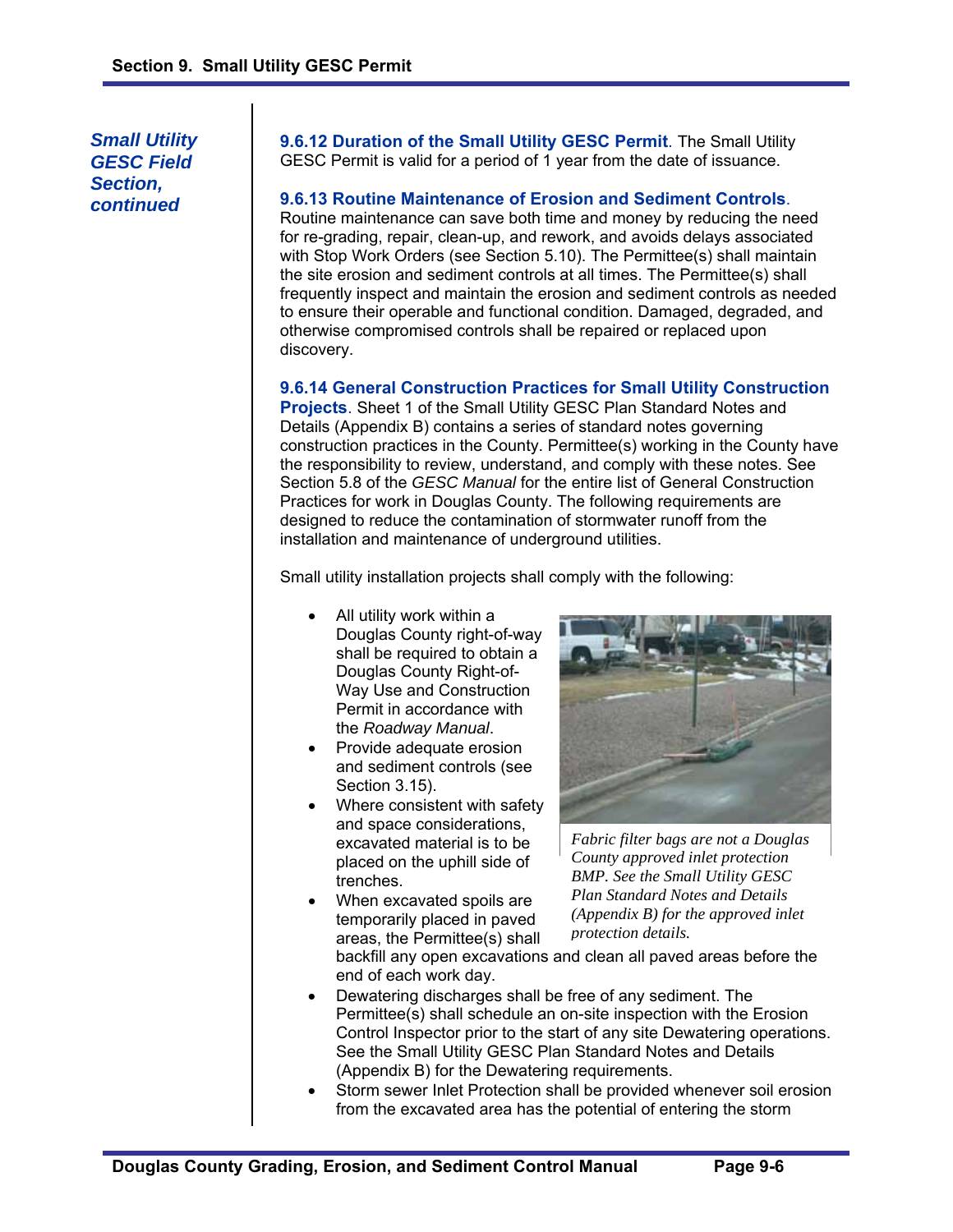*Small Utility GESC Field Section, continued*

**9.6.12 Duration of the Small Utility GESC Permit**. The Small Utility GESC Permit is valid for a period of 1 year from the date of issuance.

**9.6.13 Routine Maintenance of Erosion and Sediment Controls**. Routine maintenance can save both time and money by reducing the need for re-grading, repair, clean-up, and rework, and avoids delays associated with Stop Work Orders (see Section 5.10). The Permittee(s) shall maintain the site erosion and sediment controls at all times. The Permittee(s) shall frequently inspect and maintain the erosion and sediment controls as needed to ensure their operable and functional condition. Damaged, degraded, and otherwise compromised controls shall be repaired or replaced upon discovery.

**9.6.14 General Construction Practices for Small Utility Construction Projects**. Sheet 1 of the Small Utility GESC Plan Standard Notes and Details (Appendix B) contains a series of standard notes governing construction practices in the County. Permittee(s) working in the County have the responsibility to review, understand, and comply with these notes. See Section 5.8 of the *GESC Manual* for the entire list of General Construction Practices for work in Douglas County. The following requirements are designed to reduce the contamination of stormwater runoff from the installation and maintenance of underground utilities.

Small utility installation projects shall comply with the following:

- All utility work within a Douglas County right-of-way shall be required to obtain a Douglas County Right-of-Way Use and Construction Permit in accordance with the *Roadway Manual*.
- Provide adequate erosion and sediment controls (see Section 3.15).
- Where consistent with safety and space considerations, excavated material is to be placed on the uphill side of trenches.
- When excavated spoils are temporarily placed in paved areas, the Permittee(s) shall backfill any open excavations and clean all paved areas before the end of each work day.
- Dewatering discharges shall be free of any sediment. The Permittee(s) shall schedule an on-site inspection with the Erosion Control Inspector prior to the start of any site Dewatering operations. See the Small Utility GESC Plan Standard Notes and Details (Appendix B) for the Dewatering requirements.
- Storm sewer Inlet Protection shall be provided whenever soil erosion from the excavated area has the potential of entering the storm

*Fabric filter bags are not a Douglas County approved inlet protection BMP. See the Small Utility GESC Plan Standard Notes and Details (Appendix B) for the approved inlet protection details.*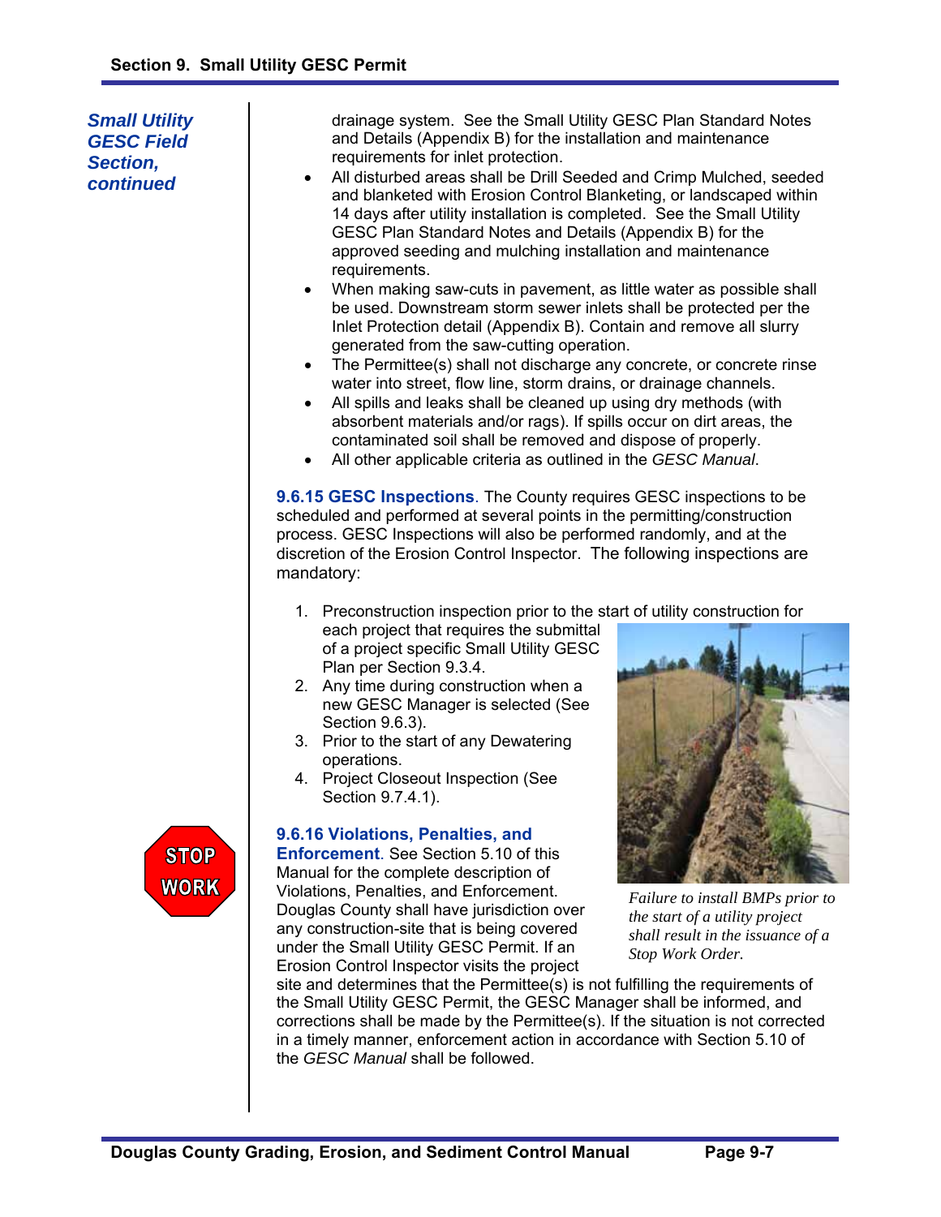*Small Utility GESC Field Section, continued*

drainage system. See the Small Utility GESC Plan Standard Notes and Details (Appendix B) for the installation and maintenance requirements for inlet protection.

- All disturbed areas shall be Drill Seeded and Crimp Mulched, seeded and blanketed with Erosion Control Blanketing, or landscaped within 14 days after utility installation is completed. See the Small Utility GESC Plan Standard Notes and Details (Appendix B) for the approved seeding and mulching installation and maintenance requirements.
- When making saw-cuts in pavement, as little water as possible shall be used. Downstream storm sewer inlets shall be protected per the Inlet Protection detail (Appendix B). Contain and remove all slurry generated from the saw-cutting operation.
- The Permittee(s) shall not discharge any concrete, or concrete rinse water into street, flow line, storm drains, or drainage channels.
- All spills and leaks shall be cleaned up using dry methods (with absorbent materials and/or rags). If spills occur on dirt areas, the contaminated soil shall be removed and dispose of properly.
- All other applicable criteria as outlined in the *GESC Manual*.

**9.6.15 GESC Inspections**. The County requires GESC inspections to be scheduled and performed at several points in the permitting/construction process. GESC Inspections will also be performed randomly, and at the discretion of the Erosion Control Inspector. The following inspections are mandatory:

1. Preconstruction inspection prior to the start of utility construction for each project that requires the submittal of a project specific Small Utility GESC Plan per Section 9.3.4.
2. Any time during construction when a new GESC Manager is selected (See Section 9.6.3).
3. Prior to the start of any Dewatering operations.
4. Project Closeout Inspection (See Section 9.7.4.1).

*Failure to install BMPs prior to the start of a utility project shall result in the issuance of a Stop Work Order.*

**9.6.16 Violations, Penalties, and Enforcement**. See Section 5.10 of this Manual for the complete description of Violations, Penalties, and Enforcement. Douglas County shall have jurisdiction over any construction-site that is being covered under the Small Utility GESC Permit. If an Erosion Control Inspector visits the project site and determines that the Permittee(s) is not fulfilling the requirements of the Small Utility GESC Permit, the GESC Manager shall be informed, and corrections shall be made by the Permittee(s). If the situation is not corrected in a timely manner, enforcement action in accordance with Section 5.10 of the *GESC Manual* shall be followed.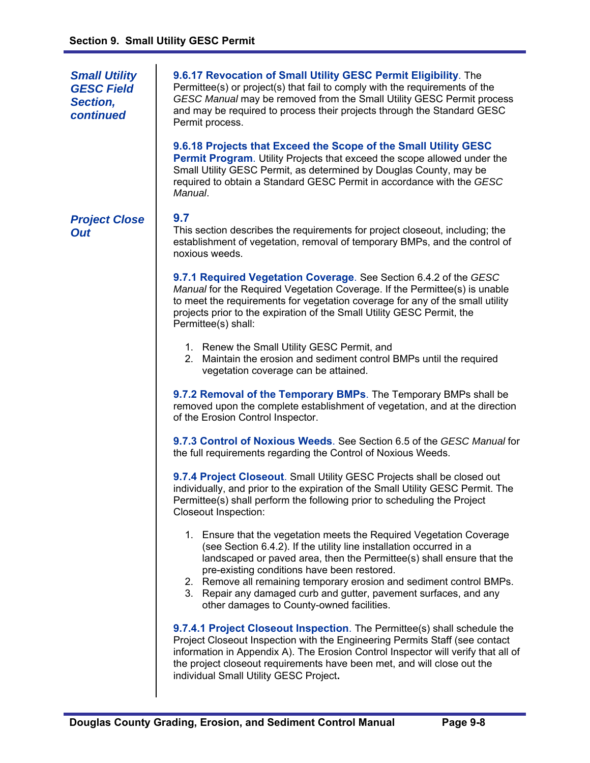*Small Utility GESC Field Section, continued*

**9.6.17 Revocation of Small Utility GESC Permit Eligibility**. The Permittee(s) or project(s) that fail to comply with the requirements of the *GESC Manual* may be removed from the Small Utility GESC Permit process and may be required to process their projects through the Standard GESC Permit process.

**9.6.18 Projects that Exceed the Scope of the Small Utility GESC Permit Program**. Utility Projects that exceed the scope allowed under the Small Utility GESC Permit, as determined by Douglas County, may be required to obtain a Standard GESC Permit in accordance with the *GESC Manual*.

## 9.7 Project Close Out

This section describes the requirements for project closeout, including; the establishment of vegetation, removal of temporary BMPs, and the control of noxious weeds.

**9.7.1 Required Vegetation Coverage**. See Section 6.4.2 of the *GESC Manual* for the Required Vegetation Coverage. If the Permittee(s) is unable to meet the requirements for vegetation coverage for any of the small utility projects prior to the expiration of the Small Utility GESC Permit, the Permittee(s) shall:

1. Renew the Small Utility GESC Permit, and
2. Maintain the erosion and sediment control BMPs until the required vegetation coverage can be attained.

**9.7.2 Removal of the Temporary BMPs**. The Temporary BMPs shall be removed upon the complete establishment of vegetation, and at the direction of the Erosion Control Inspector.

**9.7.3 Control of Noxious Weeds**. See Section 6.5 of the *GESC Manual* for the full requirements regarding the Control of Noxious Weeds.

**9.7.4 Project Closeout**. Small Utility GESC Projects shall be closed out individually, and prior to the expiration of the Small Utility GESC Permit. The Permittee(s) shall perform the following prior to scheduling the Project Closeout Inspection:

1. Ensure that the vegetation meets the Required Vegetation Coverage (see Section 6.4.2). If the utility line installation occurred in a landscaped or paved area, then the Permittee(s) shall ensure that the pre-existing conditions have been restored.
2. Remove all remaining temporary erosion and sediment control BMPs.
3. Repair any damaged curb and gutter, pavement surfaces, and any other damages to County-owned facilities.

**9.7.4.1 Project Closeout Inspection**. The Permittee(s) shall schedule the Project Closeout Inspection with the Engineering Permits Staff (see contact information in Appendix A). The Erosion Control Inspector will verify that all of the project closeout requirements have been met, and will close out the individual Small Utility GESC Project**.**